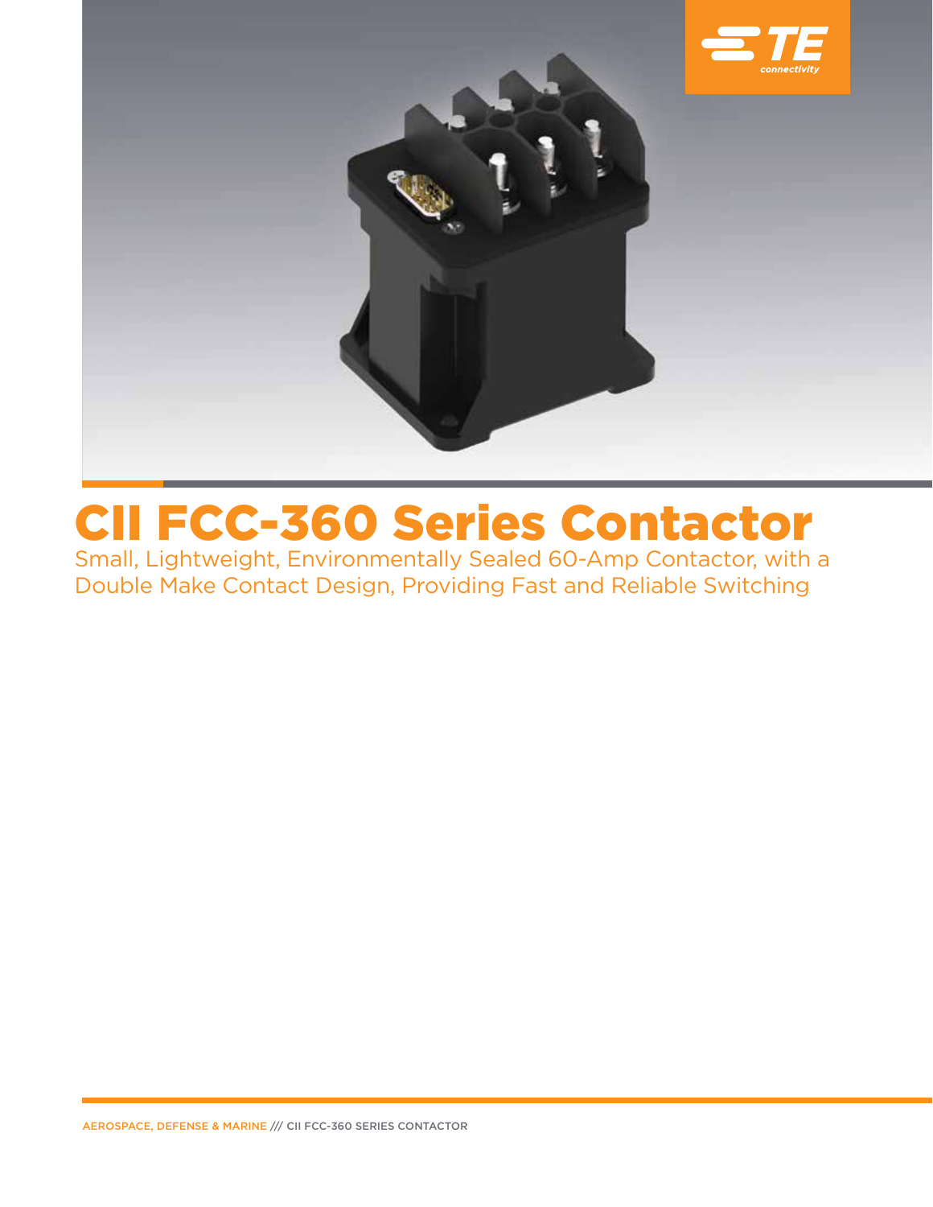# CII FCC-360 Series Contactor

Small, Lightweight, Environmentally Sealed 60-Amp Contactor, with a Double Make Contact Design, Providing Fast and Reliable Switching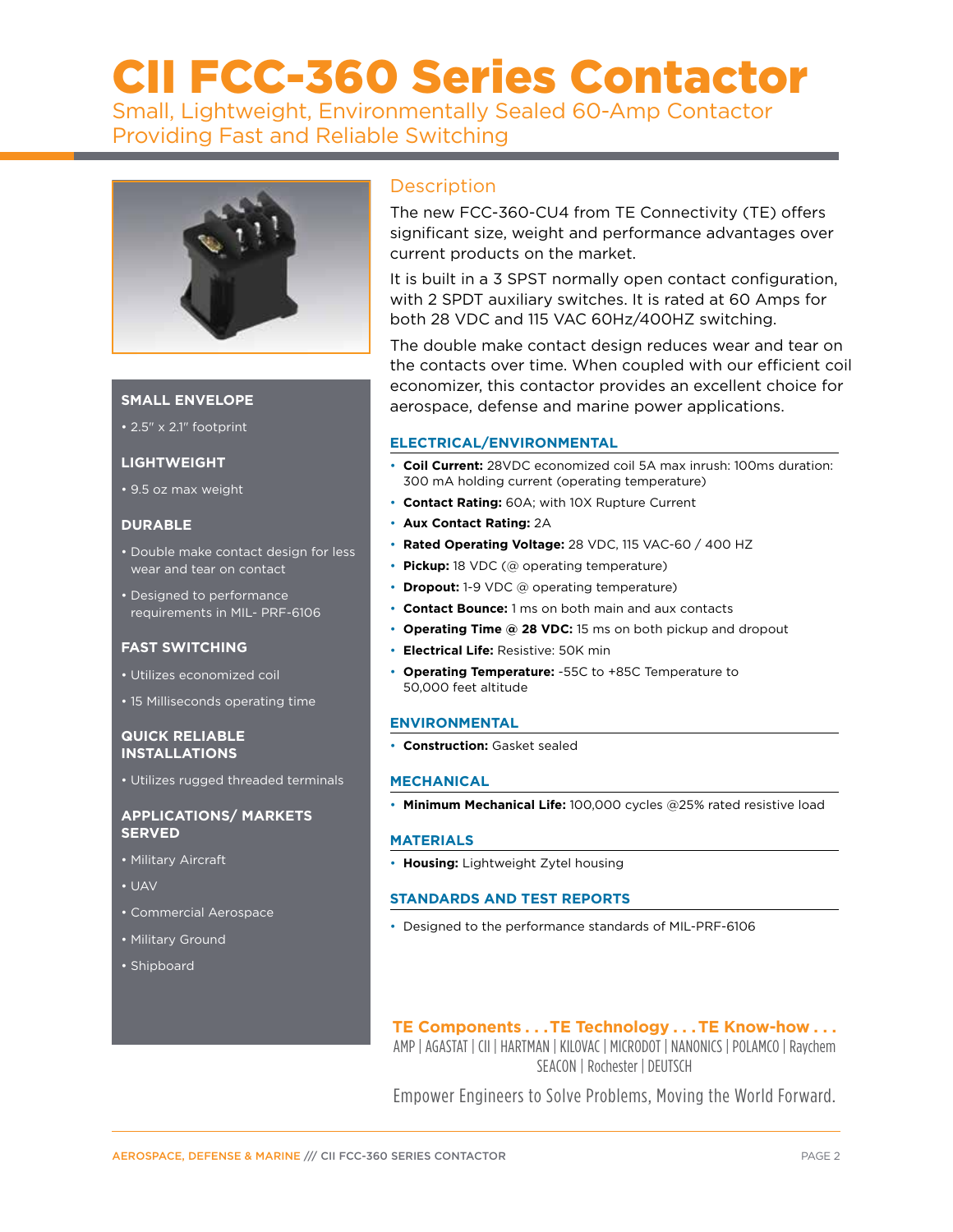# CII FCC-360 Series Contactor

Small, Lightweight, Environmentally Sealed 60-Amp Contactor Providing Fast and Reliable Switching

**SMALL ENVELOPE**

- 2.5" x 2.1" footprint

**LIGHTWEIGHT**

- 9.5 oz max weight

**DURABLE**

- Double make contact design for less wear and tear on contact
- Designed to performance requirements in MIL- PRF-6106

**FAST SWITCHING**

- Utilizes economized coil
- 15 Milliseconds operating time

**QUICK RELIABLE INSTALLATIONS**

- Utilizes rugged threaded terminals

**APPLICATIONS/ MARKETS SERVED**

- Military Aircraft
- UAV
- Commercial Aerospace
- Military Ground
- Shipboard

## Description

The new FCC-360-CU4 from TE Connectivity (TE) offers significant size, weight and performance advantages over current products on the market.

It is built in a 3 SPST normally open contact configuration, with 2 SPDT auxiliary switches. It is rated at 60 Amps for both 28 VDC and 115 VAC 60Hz/400HZ switching.

The double make contact design reduces wear and tear on the contacts over time. When coupled with our efficient coil economizer, this contactor provides an excellent choice for aerospace, defense and marine power applications.

### ELECTRICAL/ENVIRONMENTAL

- **Coil Current:** 28VDC economized coil 5A max inrush: 100ms duration: 300 mA holding current (operating temperature)
- **Contact Rating:** 60A; with 10X Rupture Current
- **Aux Contact Rating:** 2A
- **Rated Operating Voltage:** 28 VDC, 115 VAC-60 / 400 HZ
- **Pickup:** 18 VDC (@ operating temperature)
- **Dropout:** 1-9 VDC @ operating temperature)
- **Contact Bounce:** 1 ms on both main and aux contacts
- **Operating Time @ 28 VDC:** 15 ms on both pickup and dropout
- **Electrical Life:** Resistive: 50K min
- **Operating Temperature:** -55C to +85C Temperature to 50,000 feet altitude

### ENVIRONMENTAL

- **Construction:** Gasket sealed

### MECHANICAL

- **Minimum Mechanical Life:** 100,000 cycles @25% rated resistive load

### MATERIALS

- **Housing:** Lightweight Zytel housing

### STANDARDS AND TEST REPORTS

- Designed to the performance standards of MIL-PRF-6106

**TE Components . . . TE Technology . . . TE Know-how . . .**

AMP | AGASTAT | CII | HARTMAN | KILOVAC | MICRODOT | NANONICS | POLAMCO | Raychem SEACON | Rochester | DEUTSCH

Empower Engineers to Solve Problems, Moving the World Forward.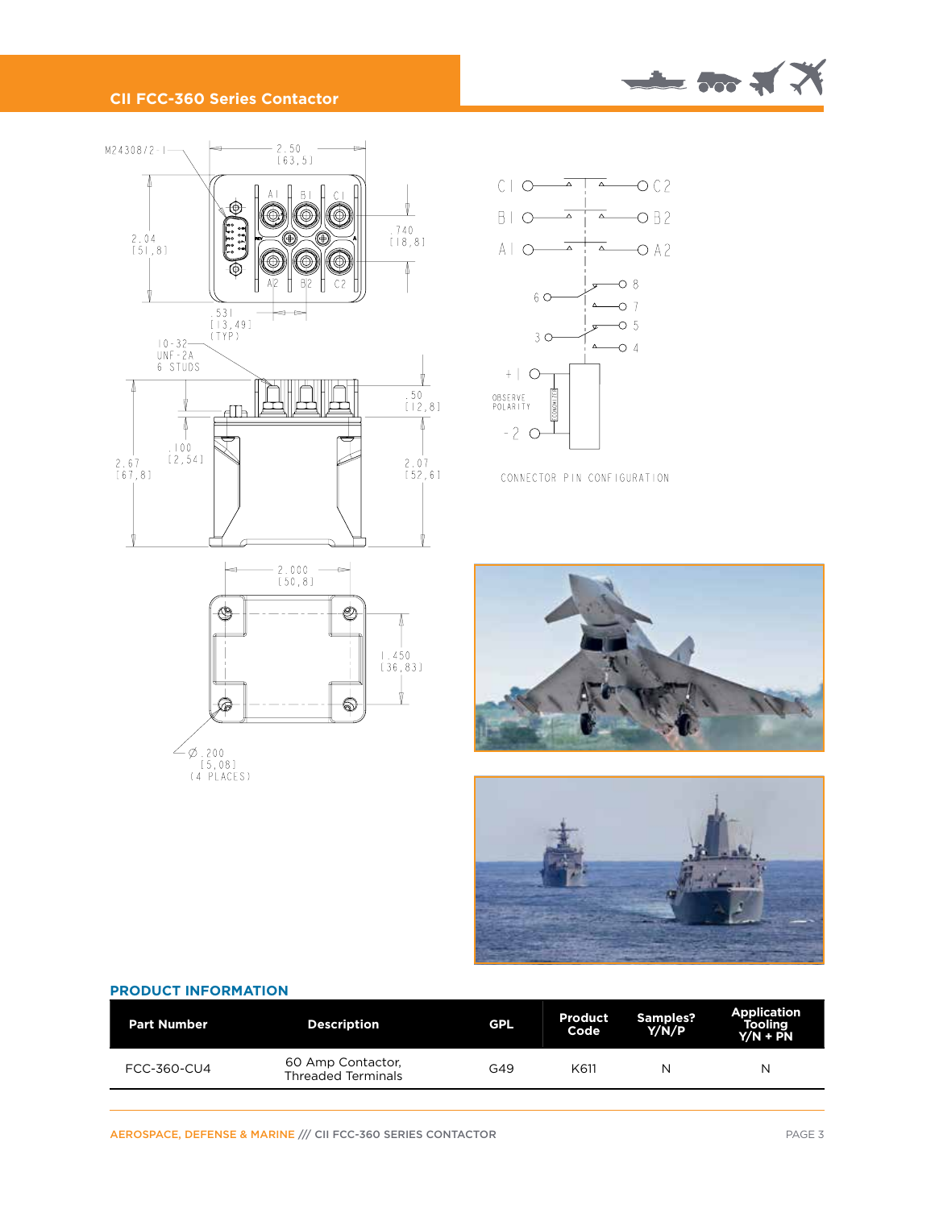## PRODUCT INFORMATION

| Part Number | Description | GPL | Product Code | Samples? Y/N/P | Application Tooling Y/N + PN |
|---|---|---|---|---|---|
| FCC-360-CU4 | 60 Amp Contactor, Threaded Terminals | G49 | K611 | N | N |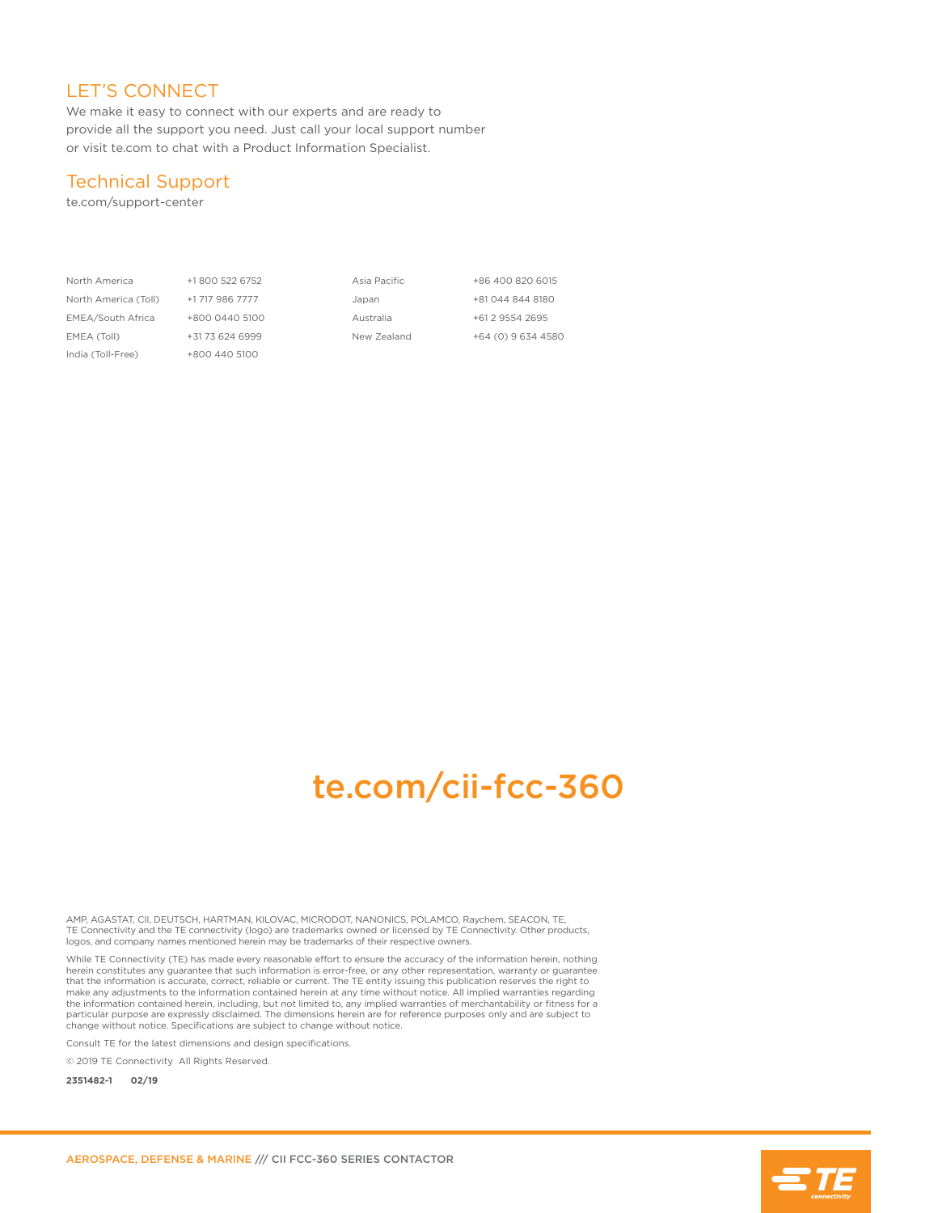## LET'S CONNECT

We make it easy to connect with our experts and are ready to provide all the support you need. Just call your local support number or visit te.com to chat with a Product Information Specialist.

## Technical Support

te.com/support-center

| | | | |
|---|---|---|---|
| North America | +1 800 522 6752 | Asia Pacific | +86 400 820 6015 |
| North America (Toll) | +1 717 986 7777 | Japan | +81 044 844 8180 |
| EMEA/South Africa | +800 0440 5100 | Australia | +61 2 9554 2695 |
| EMEA (Toll) | +31 73 624 6999 | New Zealand | +64 (0) 9 634 4580 |
| India (Toll-Free) | +800 440 5100 | | |

# te.com/cii-fcc-360

AMP, AGASTAT, CII, DEUTSCH, HARTMAN, KILOVAC, MICRODOT, NANONICS, POLAMCO, Raychem, SEACON, TE, TE Connectivity and the TE connectivity (logo) are trademarks owned or licensed by TE Connectivity. Other products, logos, and company names mentioned herein may be trademarks of their respective owners.

While TE Connectivity (TE) has made every reasonable effort to ensure the accuracy of the information herein, nothing herein constitutes any guarantee that such information is error-free, or any other representation, warranty or guarantee that the information is accurate, correct, reliable or current. The TE entity issuing this publication reserves the right to make any adjustments to the information contained herein at any time without notice. All implied warranties regarding the information contained herein, including, but not limited to, any implied warranties of merchantability or fitness for a particular purpose are expressly disclaimed. The dimensions herein are for reference purposes only and are subject to change without notice. Specifications are subject to change without notice.

Consult TE for the latest dimensions and design specifications.

© 2019 TE Connectivity All Rights Reserved.

**2351482-1 02/19**

AEROSPACE, DEFENSE & MARINE /// CII FCC-360 SERIES CONTACTOR